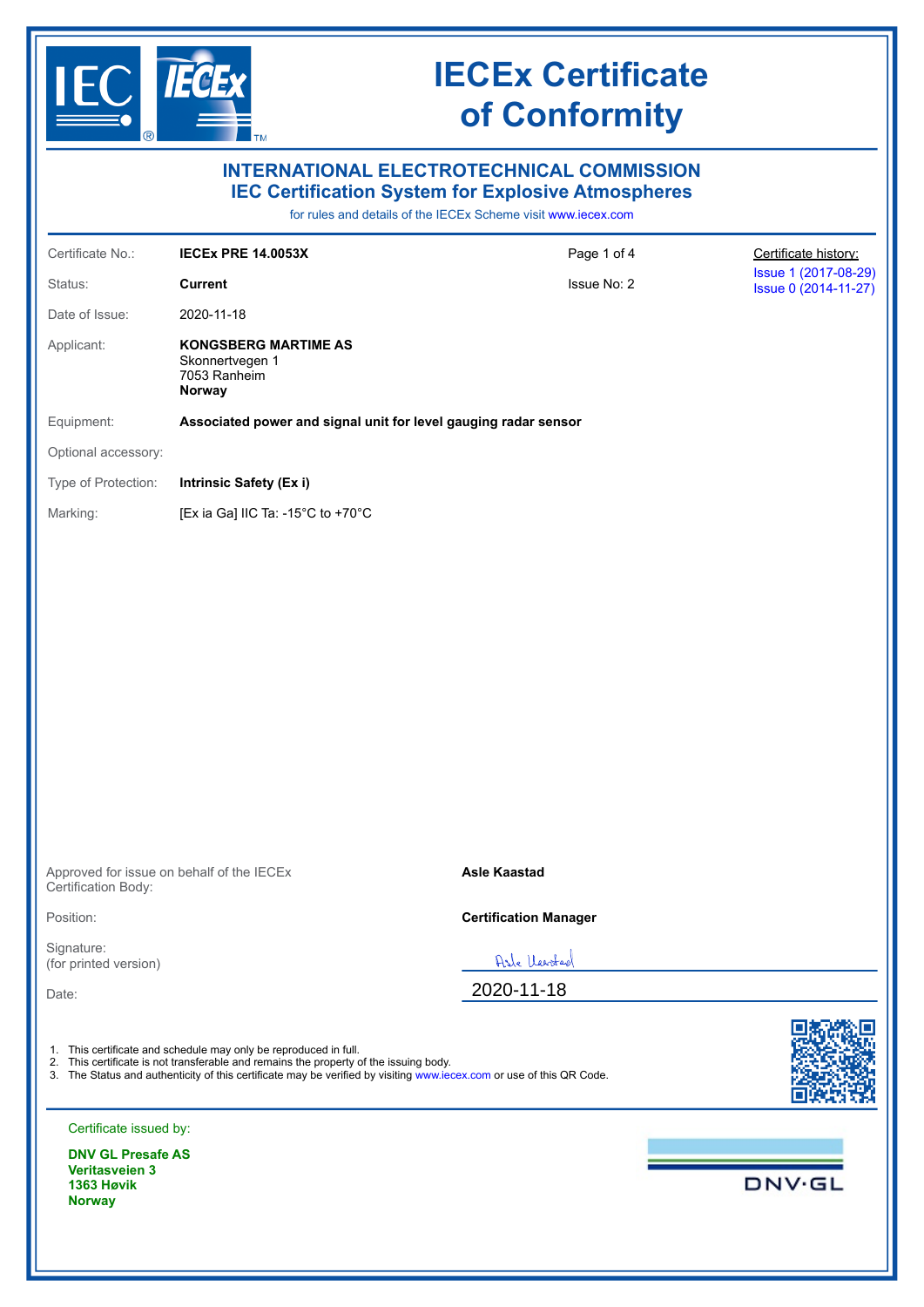# IECEx Certificate of Conformity

## INTERNATIONAL ELECTROTECHNICAL COMMISSION
## IEC Certification System for Explosive Atmospheres

for rules and details of the IECEx Scheme visit www.iecex.com

| | | | |
|---|---|---|---|
| Certificate No.: | **IECEx PRE 14.0053X** | Page 1 of 4 | Certificate history: |
| Status: | **Current** | Issue No: 2 | Issue 1 (2017-08-29)<br>Issue 0 (2014-11-27) |
| Date of Issue: | 2020-11-18 | | |
| Applicant: | **KONGSBERG MARTIME AS**<br>Skonnertvegen 1<br>7053 Ranheim<br>**Norway** | | |
| Equipment: | **Associated power and signal unit for level gauging radar sensor** | | |
| Optional accessory: | | | |
| Type of Protection: | **Intrinsic Safety (Ex i)** | | |
| Marking: | [Ex ia Ga] IIC Ta: -15°C to +70°C | | |

| | |
|---|---|
| Approved for issue on behalf of the IECEx Certification Body: | **Asle Kaastad** |
| Position: | **Certification Manager** |
| Signature:<br>(for printed version) | Asle Kaastad |
| Date: | 2020-11-18 |

1. This certificate and schedule may only be reproduced in full.
2. This certificate is not transferable and remains the property of the issuing body.
3. The Status and authenticity of this certificate may be verified by visiting www.iecex.com or use of this QR Code.

Certificate issued by:

**DNV GL Presafe AS**
**Veritasveien 3**
**1363 Høvik**
**Norway**

DNV·GL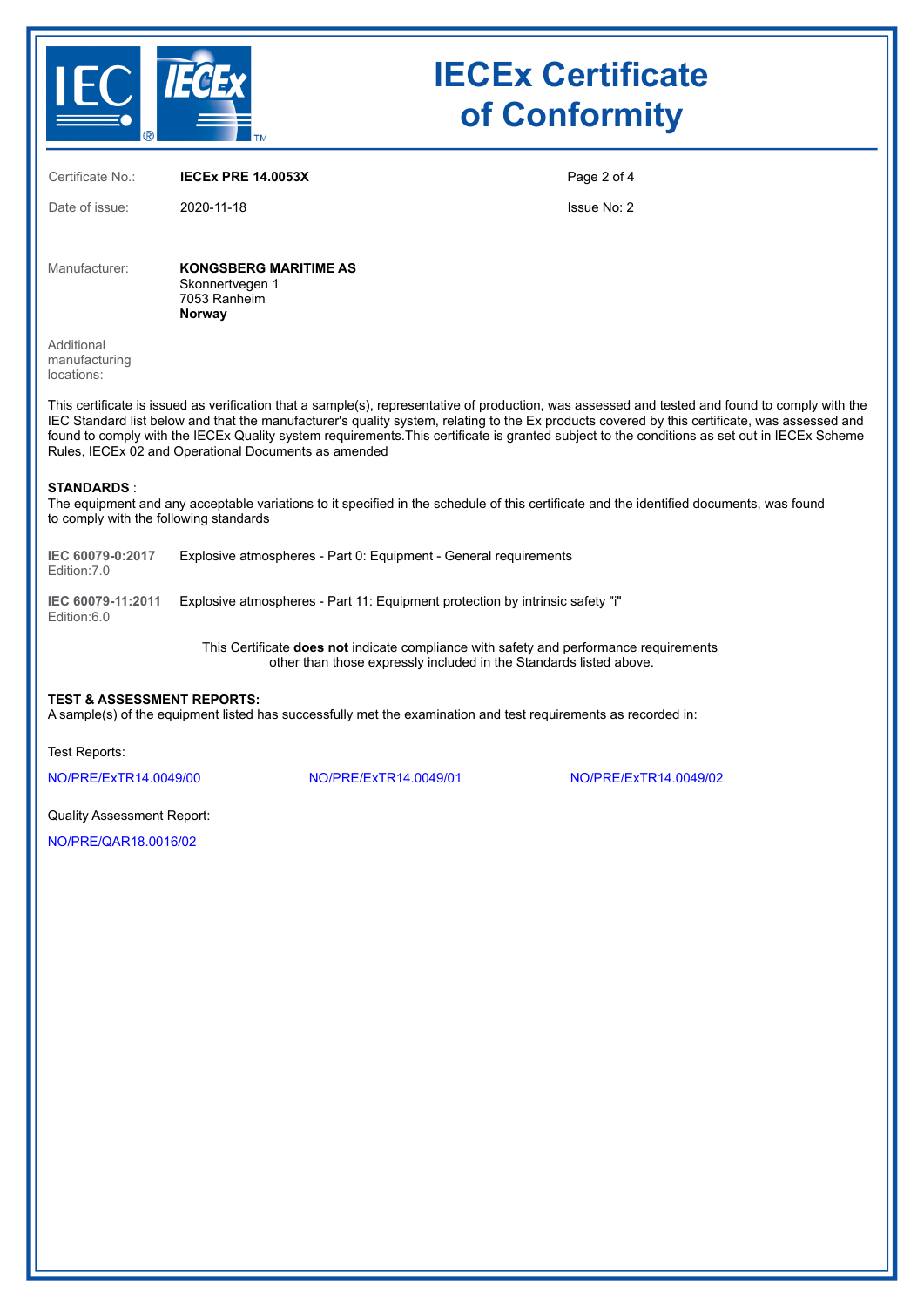# IECEx Certificate of Conformity

| | | | |
|---|---|---|---|
| Certificate No.: | **IECEx PRE 14.0053X** | | |
| Date of issue: | 2020-11-18 | Issue No: 2 | |

Manufacturer: **KONGSBERG MARITIME AS**
Skonnertvegen 1
7053 Ranheim
**Norway**

Additional manufacturing locations:

This certificate is issued as verification that a sample(s), representative of production, was assessed and tested and found to comply with the IEC Standard list below and that the manufacturer's quality system, relating to the Ex products covered by this certificate, was assessed and found to comply with the IECEx Quality system requirements.This certificate is granted subject to the conditions as set out in IECEx Scheme Rules, IECEx 02 and Operational Documents as amended

**STANDARDS** :

The equipment and any acceptable variations to it specified in the schedule of this certificate and the identified documents, was found to comply with the following standards

| | |
|---|---|
| **IEC 60079-0:2017** Edition:7.0 | Explosive atmospheres - Part 0: Equipment - General requirements |
| **IEC 60079-11:2011** Edition:6.0 | Explosive atmospheres - Part 11: Equipment protection by intrinsic safety "i" |

This Certificate **does not** indicate compliance with safety and performance requirements other than those expressly included in the Standards listed above.

**TEST & ASSESSMENT REPORTS:**

A sample(s) of the equipment listed has successfully met the examination and test requirements as recorded in:

Test Reports:

NO/PRE/ExTR14.0049/00 NO/PRE/ExTR14.0049/01 NO/PRE/ExTR14.0049/02

Quality Assessment Report:

NO/PRE/QAR18.0016/02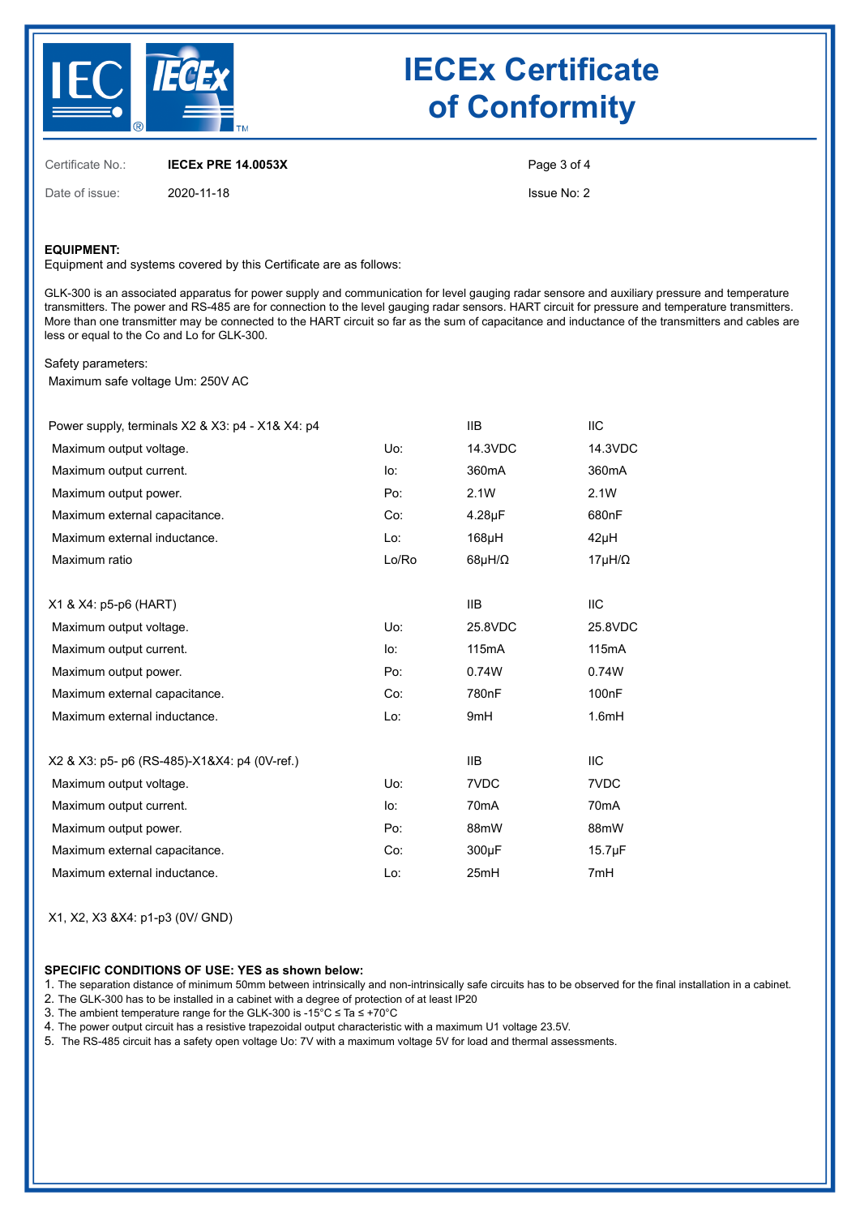# IECEx Certificate of Conformity

Certificate No.: **IECEx PRE 14.0053X**

Date of issue: 2020-11-18

Issue No: 2

**EQUIPMENT:**
Equipment and systems covered by this Certificate are as follows:

GLK-300 is an associated apparatus for power supply and communication for level gauging radar sensore and auxiliary pressure and temperature transmitters. The power and RS-485 are for connection to the level gauging radar sensors. HART circuit for pressure and temperature transmitters. More than one transmitter may be connected to the HART circuit so far as the sum of capacitance and inductance of the transmitters and cables are less or equal to the Co and Lo for GLK-300.

Safety parameters:
Maximum safe voltage Um: 250V AC

| Power supply, terminals X2 & X3: p4 - X1& X4: p4 | | IIB | IIC |
|---|---|---|---|
| Maximum output voltage. | Uo: | 14.3VDC | 14.3VDC |
| Maximum output current. | Io: | 360mA | 360mA |
| Maximum output power. | Po: | 2.1W | 2.1W |
| Maximum external capacitance. | Co: | 4.28μF | 680nF |
| Maximum external inductance. | Lo: | 168μH | 42μH |
| Maximum ratio | Lo/Ro | 68μH/Ω | 17μH/Ω |

| X1 & X4: p5-p6 (HART) | | IIB | IIC |
|---|---|---|---|
| Maximum output voltage. | Uo: | 25.8VDC | 25.8VDC |
| Maximum output current. | Io: | 115mA | 115mA |
| Maximum output power. | Po: | 0.74W | 0.74W |
| Maximum external capacitance. | Co: | 780nF | 100nF |
| Maximum external inductance. | Lo: | 9mH | 1.6mH |

| X2 & X3: p5- p6 (RS-485)-X1&X4: p4 (0V-ref.) | | IIB | IIC |
|---|---|---|---|
| Maximum output voltage. | Uo: | 7VDC | 7VDC |
| Maximum output current. | Io: | 70mA | 70mA |
| Maximum output power. | Po: | 88mW | 88mW |
| Maximum external capacitance. | Co: | 300μF | 15.7μF |
| Maximum external inductance. | Lo: | 25mH | 7mH |

X1, X2, X3 &X4: p1-p3 (0V/ GND)

**SPECIFIC CONDITIONS OF USE: YES as shown below:**

1. The separation distance of minimum 50mm between intrinsically and non-intrinsically safe circuits has to be observed for the final installation in a cabinet.
2. The GLK-300 has to be installed in a cabinet with a degree of protection of at least IP20
3. The ambient temperature range for the GLK-300 is -15°C ≤ Ta ≤ +70°C
4. The power output circuit has a resistive trapezoidal output characteristic with a maximum U1 voltage 23.5V.
5. The RS-485 circuit has a safety open voltage Uo: 7V with a maximum voltage 5V for load and thermal assessments.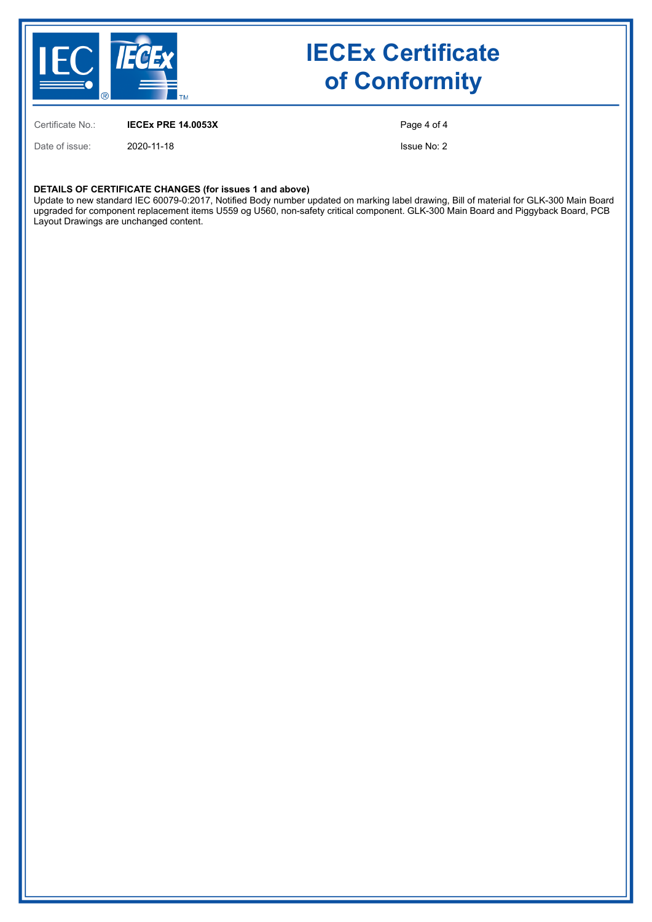# IECEx Certificate of Conformity

Certificate No.: **IECEx PRE 14.0053X**

Date of issue: 2020-11-18

Issue No: 2

**DETAILS OF CERTIFICATE CHANGES (for issues 1 and above)**

Update to new standard IEC 60079-0:2017, Notified Body number updated on marking label drawing, Bill of material for GLK-300 Main Board upgraded for component replacement items U559 og U560, non-safety critical component. GLK-300 Main Board and Piggyback Board, PCB Layout Drawings are unchanged content.